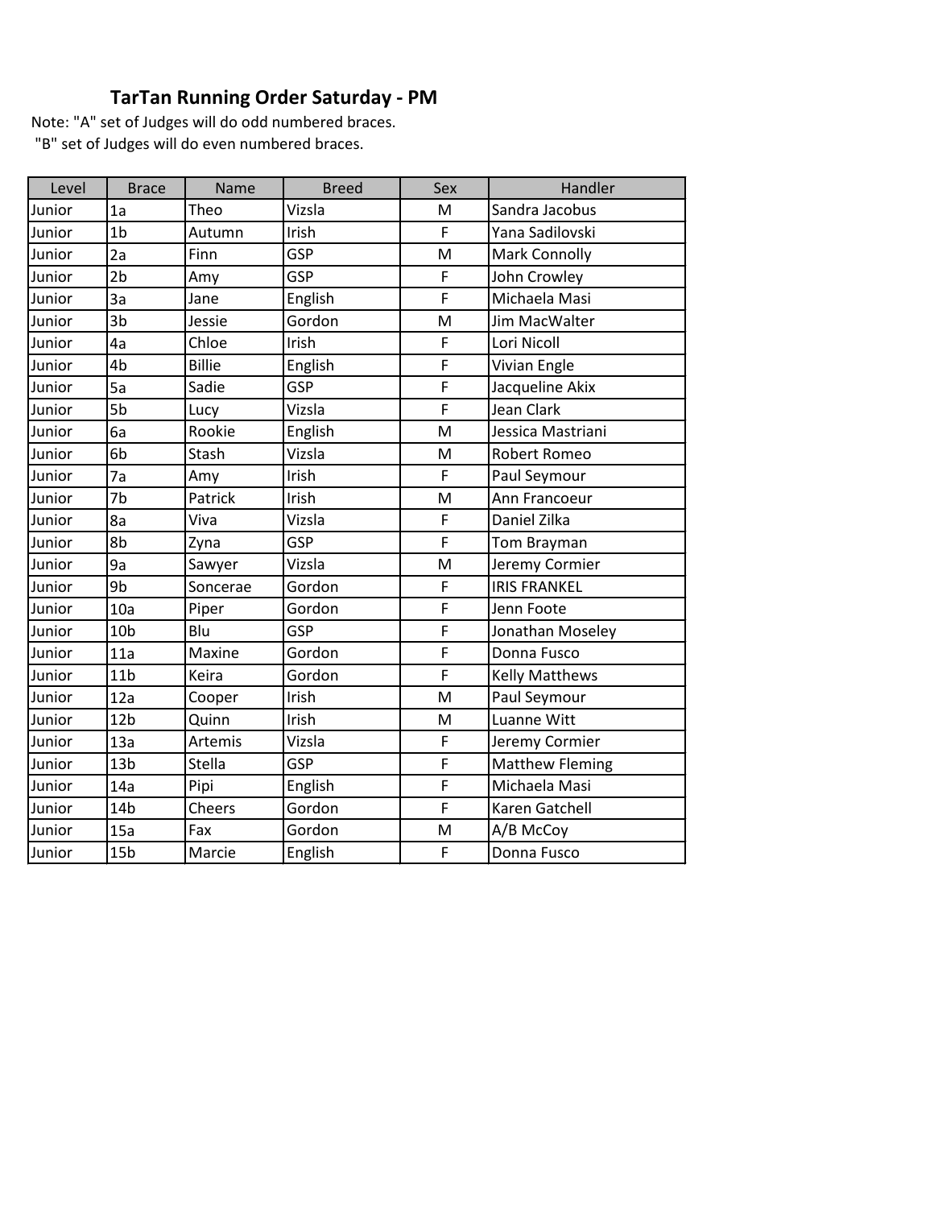## TarTan Running Order Saturday - PM

Note: "A" set of Judges will do odd numbered braces.
"B" set of Judges will do even numbered braces.

| Level | Brace | Name | Breed | Sex | Handler |
|---|---|---|---|---|---|
| Junior | 1a | Theo | Vizsla | M | Sandra Jacobus |
| Junior | 1b | Autumn | Irish | F | Yana Sadilovski |
| Junior | 2a | Finn | GSP | M | Mark Connolly |
| Junior | 2b | Amy | GSP | F | John Crowley |
| Junior | 3a | Jane | English | F | Michaela Masi |
| Junior | 3b | Jessie | Gordon | M | Jim MacWalter |
| Junior | 4a | Chloe | Irish | F | Lori Nicoll |
| Junior | 4b | Billie | English | F | Vivian Engle |
| Junior | 5a | Sadie | GSP | F | Jacqueline Akix |
| Junior | 5b | Lucy | Vizsla | F | Jean Clark |
| Junior | 6a | Rookie | English | M | Jessica Mastriani |
| Junior | 6b | Stash | Vizsla | M | Robert Romeo |
| Junior | 7a | Amy | Irish | F | Paul Seymour |
| Junior | 7b | Patrick | Irish | M | Ann Francoeur |
| Junior | 8a | Viva | Vizsla | F | Daniel Zilka |
| Junior | 8b | Zyna | GSP | F | Tom Brayman |
| Junior | 9a | Sawyer | Vizsla | M | Jeremy Cormier |
| Junior | 9b | Soncerae | Gordon | F | IRIS FRANKEL |
| Junior | 10a | Piper | Gordon | F | Jenn Foote |
| Junior | 10b | Blu | GSP | F | Jonathan Moseley |
| Junior | 11a | Maxine | Gordon | F | Donna Fusco |
| Junior | 11b | Keira | Gordon | F | Kelly Matthews |
| Junior | 12a | Cooper | Irish | M | Paul Seymour |
| Junior | 12b | Quinn | Irish | M | Luanne Witt |
| Junior | 13a | Artemis | Vizsla | F | Jeremy Cormier |
| Junior | 13b | Stella | GSP | F | Matthew Fleming |
| Junior | 14a | Pipi | English | F | Michaela Masi |
| Junior | 14b | Cheers | Gordon | F | Karen Gatchell |
| Junior | 15a | Fax | Gordon | M | A/B McCoy |
| Junior | 15b | Marcie | English | F | Donna Fusco |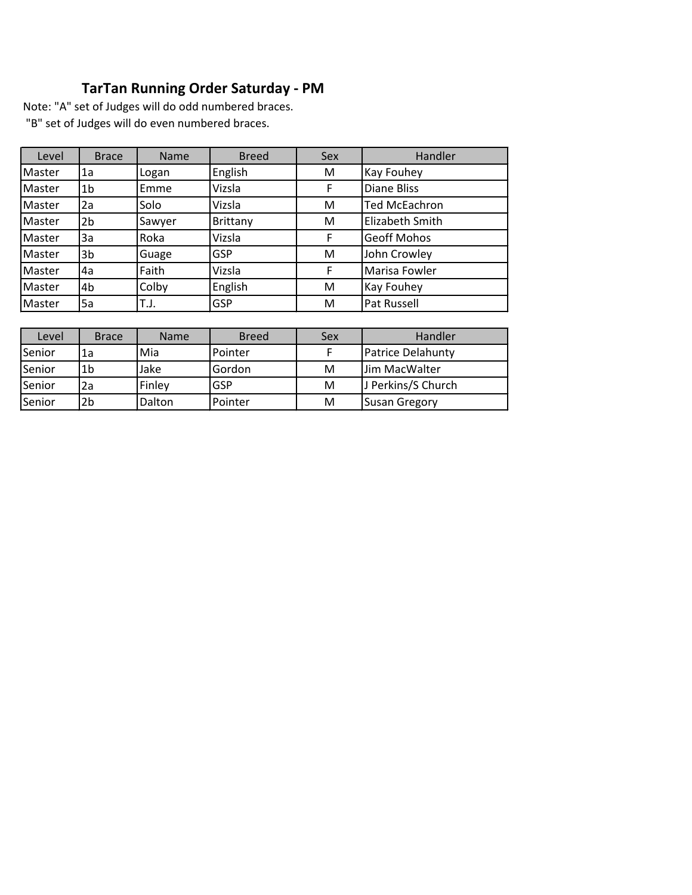## TarTan Running Order Saturday - PM

Note: "A" set of Judges will do odd numbered braces.
"B" set of Judges will do even numbered braces.

| Level | Brace | Name | Breed | Sex | Handler |
|---|---|---|---|---|---|
| Master | 1a | Logan | English | M | Kay Fouhey |
| Master | 1b | Emme | Vizsla | F | Diane Bliss |
| Master | 2a | Solo | Vizsla | M | Ted McEachron |
| Master | 2b | Sawyer | Brittany | M | Elizabeth Smith |
| Master | 3a | Roka | Vizsla | F | Geoff Mohos |
| Master | 3b | Guage | GSP | M | John Crowley |
| Master | 4a | Faith | Vizsla | F | Marisa Fowler |
| Master | 4b | Colby | English | M | Kay Fouhey |
| Master | 5a | T.J. | GSP | M | Pat Russell |

| Level | Brace | Name | Breed | Sex | Handler |
|---|---|---|---|---|---|
| Senior | 1a | Mia | Pointer | F | Patrice Delahunty |
| Senior | 1b | Jake | Gordon | M | Jim MacWalter |
| Senior | 2a | Finley | GSP | M | J Perkins/S Church |
| Senior | 2b | Dalton | Pointer | M | Susan Gregory |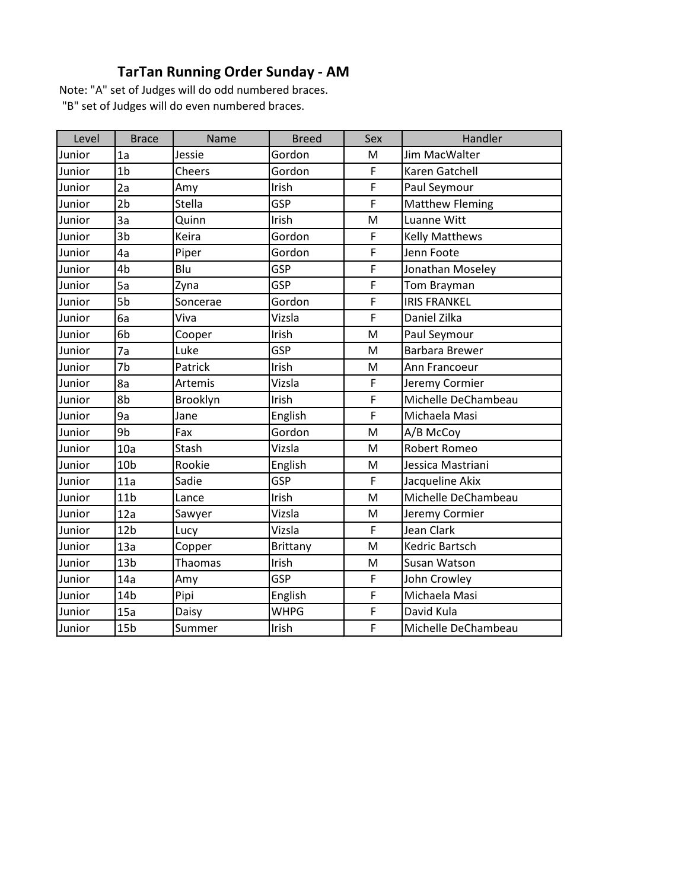## TarTan Running Order Sunday - AM

Note: "A" set of Judges will do odd numbered braces.
"B" set of Judges will do even numbered braces.

| Level | Brace | Name | Breed | Sex | Handler |
|---|---|---|---|---|---|
| Junior | 1a | Jessie | Gordon | M | Jim MacWalter |
| Junior | 1b | Cheers | Gordon | F | Karen Gatchell |
| Junior | 2a | Amy | Irish | F | Paul Seymour |
| Junior | 2b | Stella | GSP | F | Matthew Fleming |
| Junior | 3a | Quinn | Irish | M | Luanne Witt |
| Junior | 3b | Keira | Gordon | F | Kelly Matthews |
| Junior | 4a | Piper | Gordon | F | Jenn Foote |
| Junior | 4b | Blu | GSP | F | Jonathan Moseley |
| Junior | 5a | Zyna | GSP | F | Tom Brayman |
| Junior | 5b | Soncerae | Gordon | F | IRIS FRANKEL |
| Junior | 6a | Viva | Vizsla | F | Daniel Zilka |
| Junior | 6b | Cooper | Irish | M | Paul Seymour |
| Junior | 7a | Luke | GSP | M | Barbara Brewer |
| Junior | 7b | Patrick | Irish | M | Ann Francoeur |
| Junior | 8a | Artemis | Vizsla | F | Jeremy Cormier |
| Junior | 8b | Brooklyn | Irish | F | Michelle DeChambeau |
| Junior | 9a | Jane | English | F | Michaela Masi |
| Junior | 9b | Fax | Gordon | M | A/B McCoy |
| Junior | 10a | Stash | Vizsla | M | Robert Romeo |
| Junior | 10b | Rookie | English | M | Jessica Mastriani |
| Junior | 11a | Sadie | GSP | F | Jacqueline Akix |
| Junior | 11b | Lance | Irish | M | Michelle DeChambeau |
| Junior | 12a | Sawyer | Vizsla | M | Jeremy Cormier |
| Junior | 12b | Lucy | Vizsla | F | Jean Clark |
| Junior | 13a | Copper | Brittany | M | Kedric Bartsch |
| Junior | 13b | Thaomas | Irish | M | Susan Watson |
| Junior | 14a | Amy | GSP | F | John Crowley |
| Junior | 14b | Pipi | English | F | Michaela Masi |
| Junior | 15a | Daisy | WHPG | F | David Kula |
| Junior | 15b | Summer | Irish | F | Michelle DeChambeau |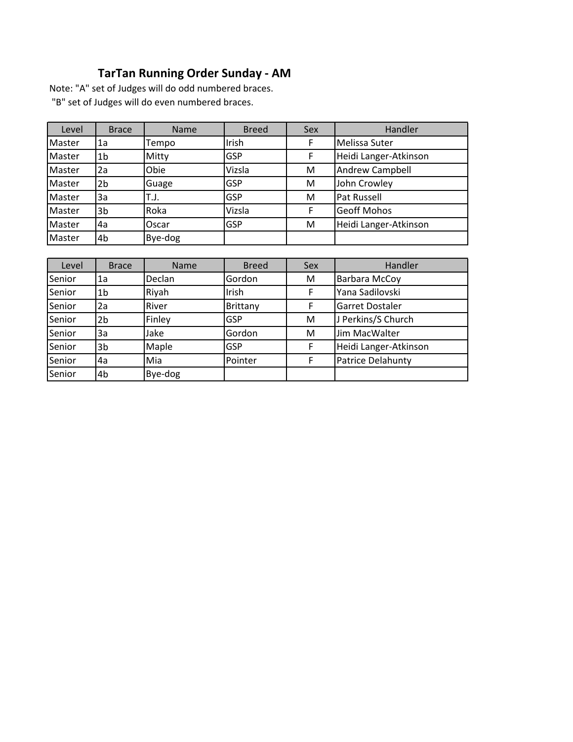## TarTan Running Order Sunday - AM

Note: "A" set of Judges will do odd numbered braces.
"B" set of Judges will do even numbered braces.

| Level | Brace | Name | Breed | Sex | Handler |
|---|---|---|---|---|---|
| Master | 1a | Tempo | Irish | F | Melissa Suter |
| Master | 1b | Mitty | GSP | F | Heidi Langer-Atkinson |
| Master | 2a | Obie | Vizsla | M | Andrew Campbell |
| Master | 2b | Guage | GSP | M | John Crowley |
| Master | 3a | T.J. | GSP | M | Pat Russell |
| Master | 3b | Roka | Vizsla | F | Geoff Mohos |
| Master | 4a | Oscar | GSP | M | Heidi Langer-Atkinson |
| Master | 4b | Bye-dog | | | |

| Level | Brace | Name | Breed | Sex | Handler |
|---|---|---|---|---|---|
| Senior | 1a | Declan | Gordon | M | Barbara McCoy |
| Senior | 1b | Riyah | Irish | F | Yana Sadilovski |
| Senior | 2a | River | Brittany | F | Garret Dostaler |
| Senior | 2b | Finley | GSP | M | J Perkins/S Church |
| Senior | 3a | Jake | Gordon | M | Jim MacWalter |
| Senior | 3b | Maple | GSP | F | Heidi Langer-Atkinson |
| Senior | 4a | Mia | Pointer | F | Patrice Delahunty |
| Senior | 4b | Bye-dog | | | |